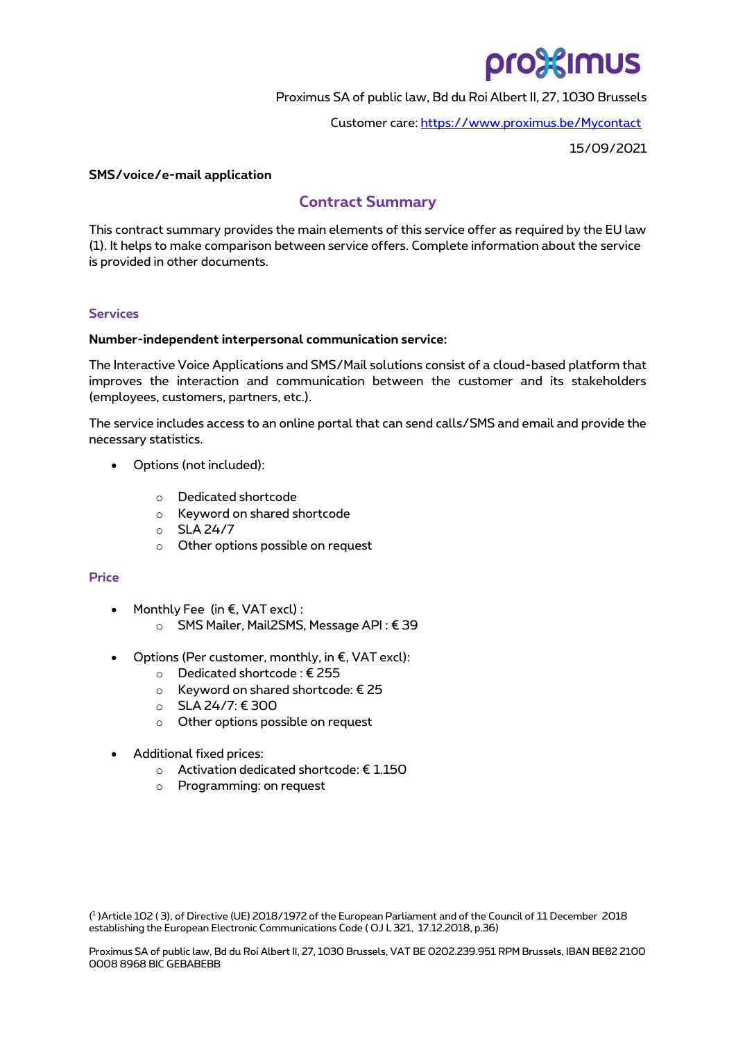proximus

Proximus SA of public law, Bd du Roi Albert II, 27, 1030 Brussels

Customer care: https://www.proximus.be/Mycontact

15/09/2021

**SMS/voice/e-mail application**

# Contract Summary

This contract summary provides the main elements of this service offer as required by the EU law (1). It helps to make comparison between service offers. Complete information about the service is provided in other documents.

## Services

**Number-independent interpersonal communication service:**

The Interactive Voice Applications and SMS/Mail solutions consist of a cloud-based platform that improves the interaction and communication between the customer and its stakeholders (employees, customers, partners, etc.).

The service includes access to an online portal that can send calls/SMS and email and provide the necessary statistics.

- Options (not included):
  - Dedicated shortcode
  - Keyword on shared shortcode
  - SLA 24/7
  - Other options possible on request

## Price

- Monthly Fee (in €, VAT excl) :
  - SMS Mailer, Mail2SMS, Message API : € 39
- Options (Per customer, monthly, in €, VAT excl):
  - Dedicated shortcode : € 255
  - Keyword on shared shortcode: € 25
  - SLA 24/7: € 300
  - Other options possible on request
- Additional fixed prices:
  - Activation dedicated shortcode: € 1.150
  - Programming: on request

([1] )Article 102 ( 3), of Directive (UE) 2018/1972 of the European Parliament and of the Council of 11 December 2018 establishing the European Electronic Communications Code ( OJ L 321, 17.12.2018, p.36)

Proximus SA of public law, Bd du Roi Albert II, 27, 1030 Brussels, VAT BE 0202.239.951 RPM Brussels, IBAN BE82 2100 0008 8968 BIC GEBABEBB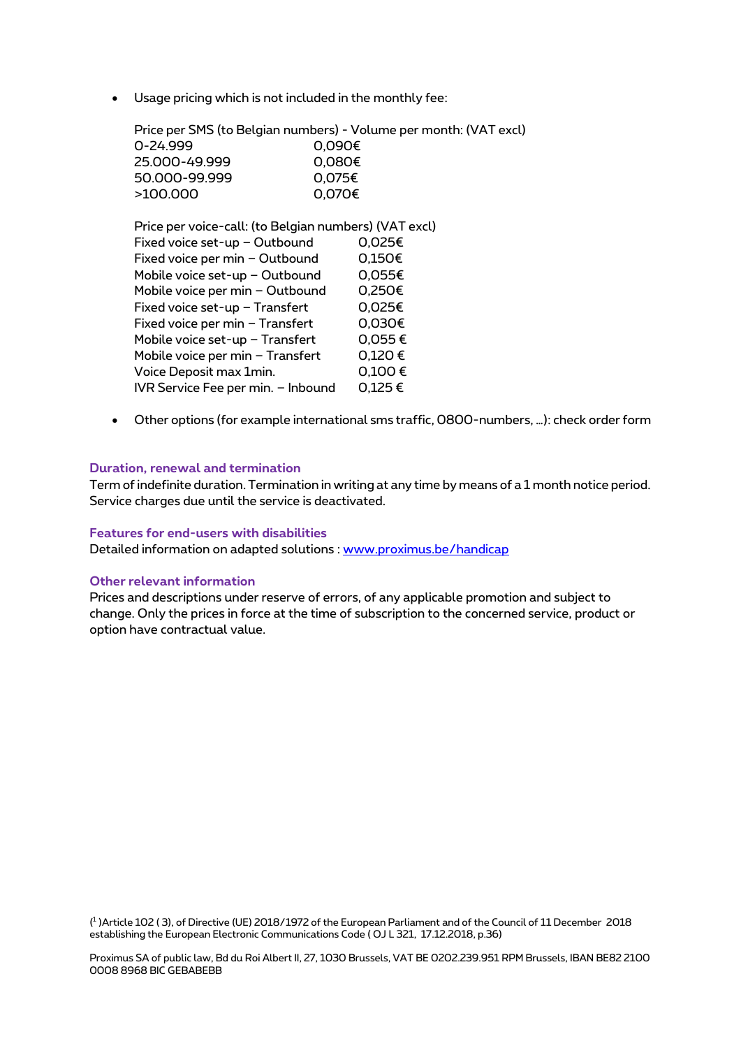- Usage pricing which is not included in the monthly fee:

  Price per SMS (to Belgian numbers) - Volume per month: (VAT excl)

  | | |
  |---|---|
  | 0-24.999 | 0,090€ |
  | 25.000-49.999 | 0,080€ |
  | 50.000-99.999 | 0,075€ |
  | >100.000 | 0,070€ |

  Price per voice-call: (to Belgian numbers) (VAT excl)

  | | |
  |---|---|
  | Fixed voice set-up – Outbound | 0,025€ |
  | Fixed voice per min – Outbound | 0,150€ |
  | Mobile voice set-up – Outbound | 0,055€ |
  | Mobile voice per min – Outbound | 0,250€ |
  | Fixed voice set-up – Transfert | 0,025€ |
  | Fixed voice per min – Transfert | 0,030€ |
  | Mobile voice set-up – Transfert | 0,055 € |
  | Mobile voice per min – Transfert | 0,120 € |
  | Voice Deposit max 1min. | 0,100 € |
  | IVR Service Fee per min. – Inbound | 0,125 € |

- Other options (for example international sms traffic, 0800-numbers, …): check order form

### Duration, renewal and termination

Term of indefinite duration. Termination in writing at any time by means of a 1 month notice period. Service charges due until the service is deactivated.

### Features for end-users with disabilities

Detailed information on adapted solutions : www.proximus.be/handicap

### Other relevant information

Prices and descriptions under reserve of errors, of any applicable promotion and subject to change. Only the prices in force at the time of subscription to the concerned service, product or option have contractual value.

([1])Article 102 ( 3), of Directive (UE) 2018/1972 of the European Parliament and of the Council of 11 December 2018 establishing the European Electronic Communications Code ( OJ L 321, 17.12.2018, p.36)

Proximus SA of public law, Bd du Roi Albert II, 27, 1030 Brussels, VAT BE 0202.239.951 RPM Brussels, IBAN BE82 2100 0008 8968 BIC GEBABEBB